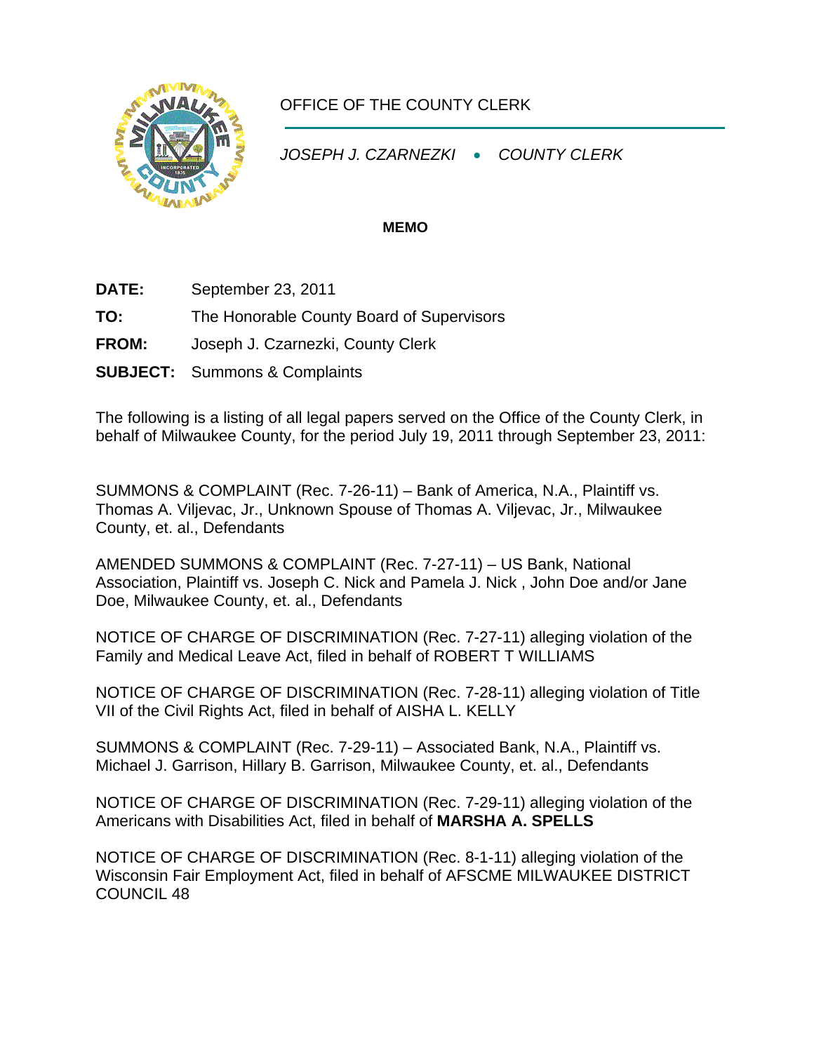OFFICE OF THE COUNTY CLERK

*JOSEPH J. CZARNEZKI • COUNTY CLERK*

**MEMO**

**DATE:** September 23, 2011

**TO:** The Honorable County Board of Supervisors

**FROM:** Joseph J. Czarnezki, County Clerk

**SUBJECT:** Summons & Complaints

The following is a listing of all legal papers served on the Office of the County Clerk, in behalf of Milwaukee County, for the period July 19, 2011 through September 23, 2011:

SUMMONS & COMPLAINT (Rec. 7-26-11) – Bank of America, N.A., Plaintiff vs. Thomas A. Viljevac, Jr., Unknown Spouse of Thomas A. Viljevac, Jr., Milwaukee County, et. al., Defendants

AMENDED SUMMONS & COMPLAINT (Rec. 7-27-11) – US Bank, National Association, Plaintiff vs. Joseph C. Nick and Pamela J. Nick , John Doe and/or Jane Doe, Milwaukee County, et. al., Defendants

NOTICE OF CHARGE OF DISCRIMINATION (Rec. 7-27-11) alleging violation of the Family and Medical Leave Act, filed in behalf of ROBERT T WILLIAMS

NOTICE OF CHARGE OF DISCRIMINATION (Rec. 7-28-11) alleging violation of Title VII of the Civil Rights Act, filed in behalf of AISHA L. KELLY

SUMMONS & COMPLAINT (Rec. 7-29-11) – Associated Bank, N.A., Plaintiff vs. Michael J. Garrison, Hillary B. Garrison, Milwaukee County, et. al., Defendants

NOTICE OF CHARGE OF DISCRIMINATION (Rec. 7-29-11) alleging violation of the Americans with Disabilities Act, filed in behalf of **MARSHA A. SPELLS**

NOTICE OF CHARGE OF DISCRIMINATION (Rec. 8-1-11) alleging violation of the Wisconsin Fair Employment Act, filed in behalf of AFSCME MILWAUKEE DISTRICT COUNCIL 48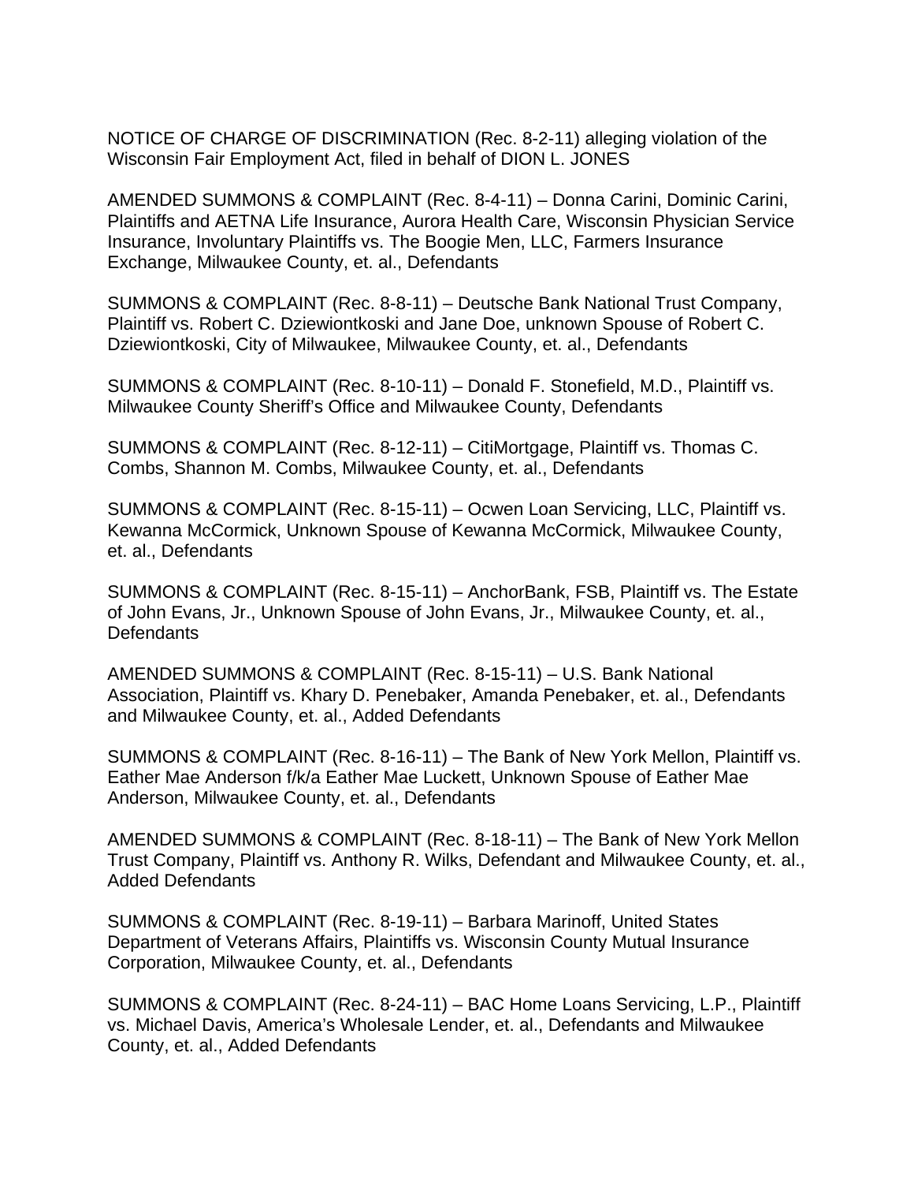NOTICE OF CHARGE OF DISCRIMINATION (Rec. 8-2-11) alleging violation of the Wisconsin Fair Employment Act, filed in behalf of DION L. JONES

AMENDED SUMMONS & COMPLAINT (Rec. 8-4-11) – Donna Carini, Dominic Carini, Plaintiffs and AETNA Life Insurance, Aurora Health Care, Wisconsin Physician Service Insurance, Involuntary Plaintiffs vs. The Boogie Men, LLC, Farmers Insurance Exchange, Milwaukee County, et. al., Defendants

SUMMONS & COMPLAINT (Rec. 8-8-11) – Deutsche Bank National Trust Company, Plaintiff vs. Robert C. Dziewiontkoski and Jane Doe, unknown Spouse of Robert C. Dziewiontkoski, City of Milwaukee, Milwaukee County, et. al., Defendants

SUMMONS & COMPLAINT (Rec. 8-10-11) – Donald F. Stonefield, M.D., Plaintiff vs. Milwaukee County Sheriff's Office and Milwaukee County, Defendants

SUMMONS & COMPLAINT (Rec. 8-12-11) – CitiMortgage, Plaintiff vs. Thomas C. Combs, Shannon M. Combs, Milwaukee County, et. al., Defendants

SUMMONS & COMPLAINT (Rec. 8-15-11) – Ocwen Loan Servicing, LLC, Plaintiff vs. Kewanna McCormick, Unknown Spouse of Kewanna McCormick, Milwaukee County, et. al., Defendants

SUMMONS & COMPLAINT (Rec. 8-15-11) – AnchorBank, FSB, Plaintiff vs. The Estate of John Evans, Jr., Unknown Spouse of John Evans, Jr., Milwaukee County, et. al., Defendants

AMENDED SUMMONS & COMPLAINT (Rec. 8-15-11) – U.S. Bank National Association, Plaintiff vs. Khary D. Penebaker, Amanda Penebaker, et. al., Defendants and Milwaukee County, et. al., Added Defendants

SUMMONS & COMPLAINT (Rec. 8-16-11) – The Bank of New York Mellon, Plaintiff vs. Eather Mae Anderson f/k/a Eather Mae Luckett, Unknown Spouse of Eather Mae Anderson, Milwaukee County, et. al., Defendants

AMENDED SUMMONS & COMPLAINT (Rec. 8-18-11) – The Bank of New York Mellon Trust Company, Plaintiff vs. Anthony R. Wilks, Defendant and Milwaukee County, et. al., Added Defendants

SUMMONS & COMPLAINT (Rec. 8-19-11) – Barbara Marinoff, United States Department of Veterans Affairs, Plaintiffs vs. Wisconsin County Mutual Insurance Corporation, Milwaukee County, et. al., Defendants

SUMMONS & COMPLAINT (Rec. 8-24-11) – BAC Home Loans Servicing, L.P., Plaintiff vs. Michael Davis, America's Wholesale Lender, et. al., Defendants and Milwaukee County, et. al., Added Defendants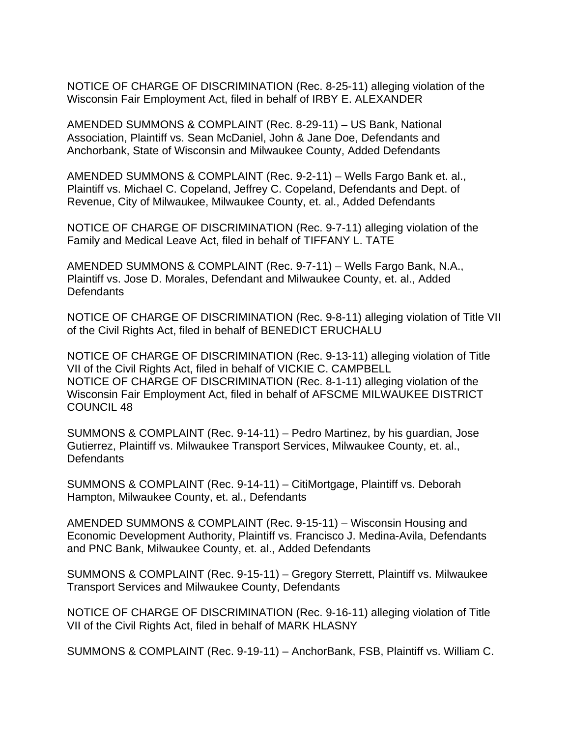NOTICE OF CHARGE OF DISCRIMINATION (Rec. 8-25-11) alleging violation of the Wisconsin Fair Employment Act, filed in behalf of IRBY E. ALEXANDER

AMENDED SUMMONS & COMPLAINT (Rec. 8-29-11) – US Bank, National Association, Plaintiff vs. Sean McDaniel, John & Jane Doe, Defendants and Anchorbank, State of Wisconsin and Milwaukee County, Added Defendants

AMENDED SUMMONS & COMPLAINT (Rec. 9-2-11) – Wells Fargo Bank et. al., Plaintiff vs. Michael C. Copeland, Jeffrey C. Copeland, Defendants and Dept. of Revenue, City of Milwaukee, Milwaukee County, et. al., Added Defendants

NOTICE OF CHARGE OF DISCRIMINATION (Rec. 9-7-11) alleging violation of the Family and Medical Leave Act, filed in behalf of TIFFANY L. TATE

AMENDED SUMMONS & COMPLAINT (Rec. 9-7-11) – Wells Fargo Bank, N.A., Plaintiff vs. Jose D. Morales, Defendant and Milwaukee County, et. al., Added Defendants

NOTICE OF CHARGE OF DISCRIMINATION (Rec. 9-8-11) alleging violation of Title VII of the Civil Rights Act, filed in behalf of BENEDICT ERUCHALU

NOTICE OF CHARGE OF DISCRIMINATION (Rec. 9-13-11) alleging violation of Title VII of the Civil Rights Act, filed in behalf of VICKIE C. CAMPBELL
NOTICE OF CHARGE OF DISCRIMINATION (Rec. 8-1-11) alleging violation of the Wisconsin Fair Employment Act, filed in behalf of AFSCME MILWAUKEE DISTRICT COUNCIL 48

SUMMONS & COMPLAINT (Rec. 9-14-11) – Pedro Martinez, by his guardian, Jose Gutierrez, Plaintiff vs. Milwaukee Transport Services, Milwaukee County, et. al., Defendants

SUMMONS & COMPLAINT (Rec. 9-14-11) – CitiMortgage, Plaintiff vs. Deborah Hampton, Milwaukee County, et. al., Defendants

AMENDED SUMMONS & COMPLAINT (Rec. 9-15-11) – Wisconsin Housing and Economic Development Authority, Plaintiff vs. Francisco J. Medina-Avila, Defendants and PNC Bank, Milwaukee County, et. al., Added Defendants

SUMMONS & COMPLAINT (Rec. 9-15-11) – Gregory Sterrett, Plaintiff vs. Milwaukee Transport Services and Milwaukee County, Defendants

NOTICE OF CHARGE OF DISCRIMINATION (Rec. 9-16-11) alleging violation of Title VII of the Civil Rights Act, filed in behalf of MARK HLASNY

SUMMONS & COMPLAINT (Rec. 9-19-11) – AnchorBank, FSB, Plaintiff vs. William C.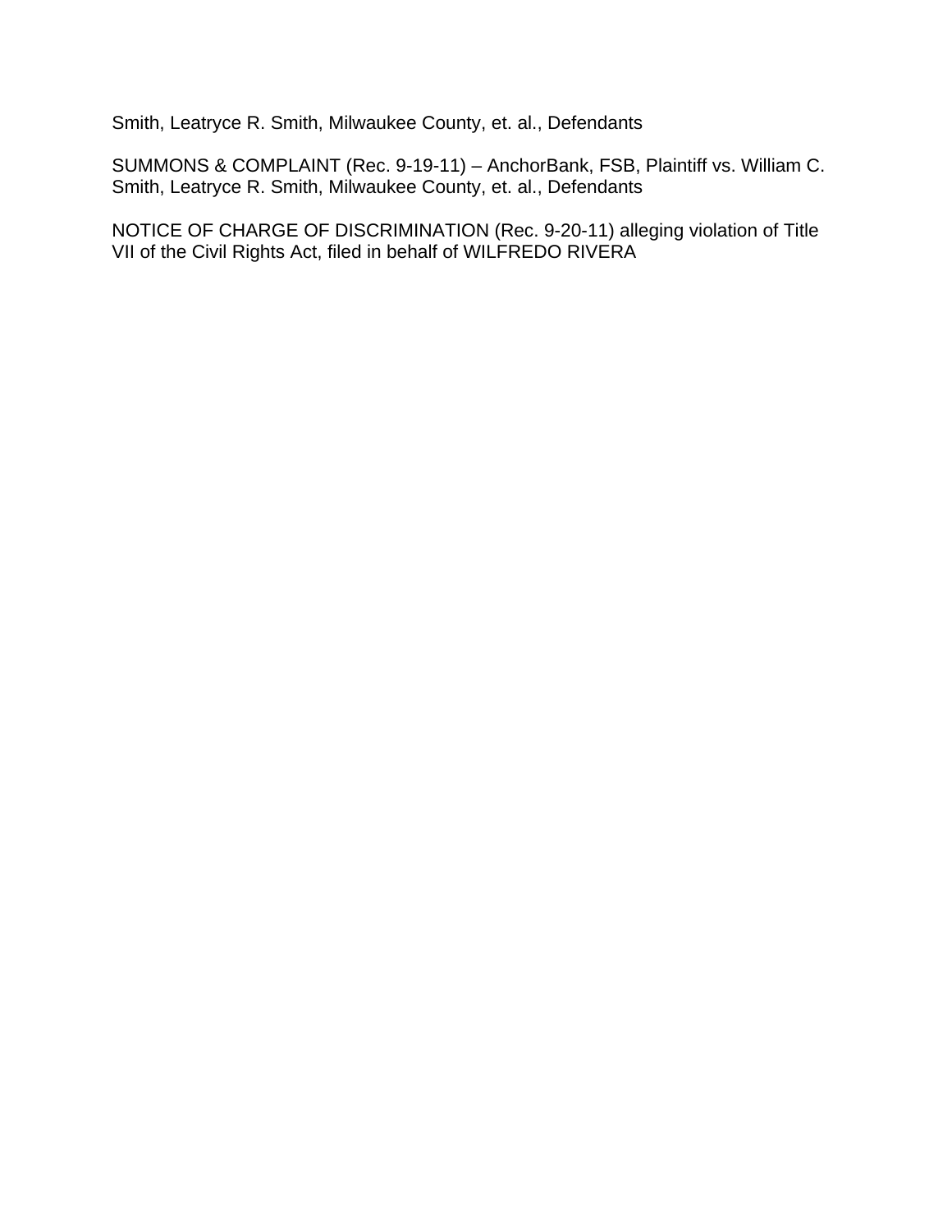Smith, Leatryce R. Smith, Milwaukee County, et. al., Defendants

SUMMONS & COMPLAINT (Rec. 9-19-11) – AnchorBank, FSB, Plaintiff vs. William C. Smith, Leatryce R. Smith, Milwaukee County, et. al., Defendants

NOTICE OF CHARGE OF DISCRIMINATION (Rec. 9-20-11) alleging violation of Title VII of the Civil Rights Act, filed in behalf of WILFREDO RIVERA